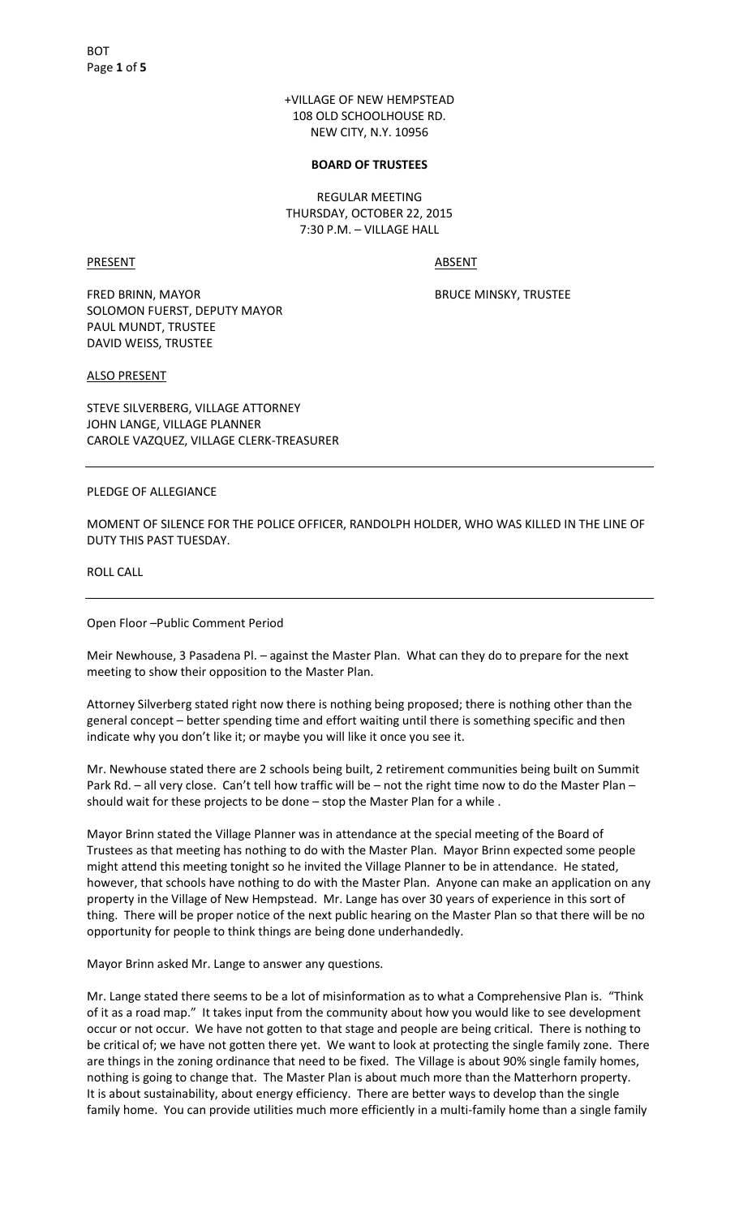+VILLAGE OF NEW HEMPSTEAD
108 OLD SCHOOLHOUSE RD.
NEW CITY, N.Y. 10956

**BOARD OF TRUSTEES**

REGULAR MEETING
THURSDAY, OCTOBER 22, 2015
7:30 P.M. – VILLAGE HALL

| PRESENT | ABSENT |
|---|---|
| FRED BRINN, MAYOR | BRUCE MINSKY, TRUSTEE |
| SOLOMON FUERST, DEPUTY MAYOR | |
| PAUL MUNDT, TRUSTEE | |
| DAVID WEISS, TRUSTEE | |

ALSO PRESENT

STEVE SILVERBERG, VILLAGE ATTORNEY
JOHN LANGE, VILLAGE PLANNER
CAROLE VAZQUEZ, VILLAGE CLERK-TREASURER

---

PLEDGE OF ALLEGIANCE

MOMENT OF SILENCE FOR THE POLICE OFFICER, RANDOLPH HOLDER, WHO WAS KILLED IN THE LINE OF DUTY THIS PAST TUESDAY.

ROLL CALL

---

Open Floor –Public Comment Period

Meir Newhouse, 3 Pasadena Pl. – against the Master Plan. What can they do to prepare for the next meeting to show their opposition to the Master Plan.

Attorney Silverberg stated right now there is nothing being proposed; there is nothing other than the general concept – better spending time and effort waiting until there is something specific and then indicate why you don't like it; or maybe you will like it once you see it.

Mr. Newhouse stated there are 2 schools being built, 2 retirement communities being built on Summit Park Rd. – all very close. Can't tell how traffic will be – not the right time now to do the Master Plan – should wait for these projects to be done – stop the Master Plan for a while .

Mayor Brinn stated the Village Planner was in attendance at the special meeting of the Board of Trustees as that meeting has nothing to do with the Master Plan. Mayor Brinn expected some people might attend this meeting tonight so he invited the Village Planner to be in attendance. He stated, however, that schools have nothing to do with the Master Plan. Anyone can make an application on any property in the Village of New Hempstead. Mr. Lange has over 30 years of experience in this sort of thing. There will be proper notice of the next public hearing on the Master Plan so that there will be no opportunity for people to think things are being done underhandedly.

Mayor Brinn asked Mr. Lange to answer any questions.

Mr. Lange stated there seems to be a lot of misinformation as to what a Comprehensive Plan is. "Think of it as a road map." It takes input from the community about how you would like to see development occur or not occur. We have not gotten to that stage and people are being critical. There is nothing to be critical of; we have not gotten there yet. We want to look at protecting the single family zone. There are things in the zoning ordinance that need to be fixed. The Village is about 90% single family homes, nothing is going to change that. The Master Plan is about much more than the Matterhorn property. It is about sustainability, about energy efficiency. There are better ways to develop than the single family home. You can provide utilities much more efficiently in a multi-family home than a single family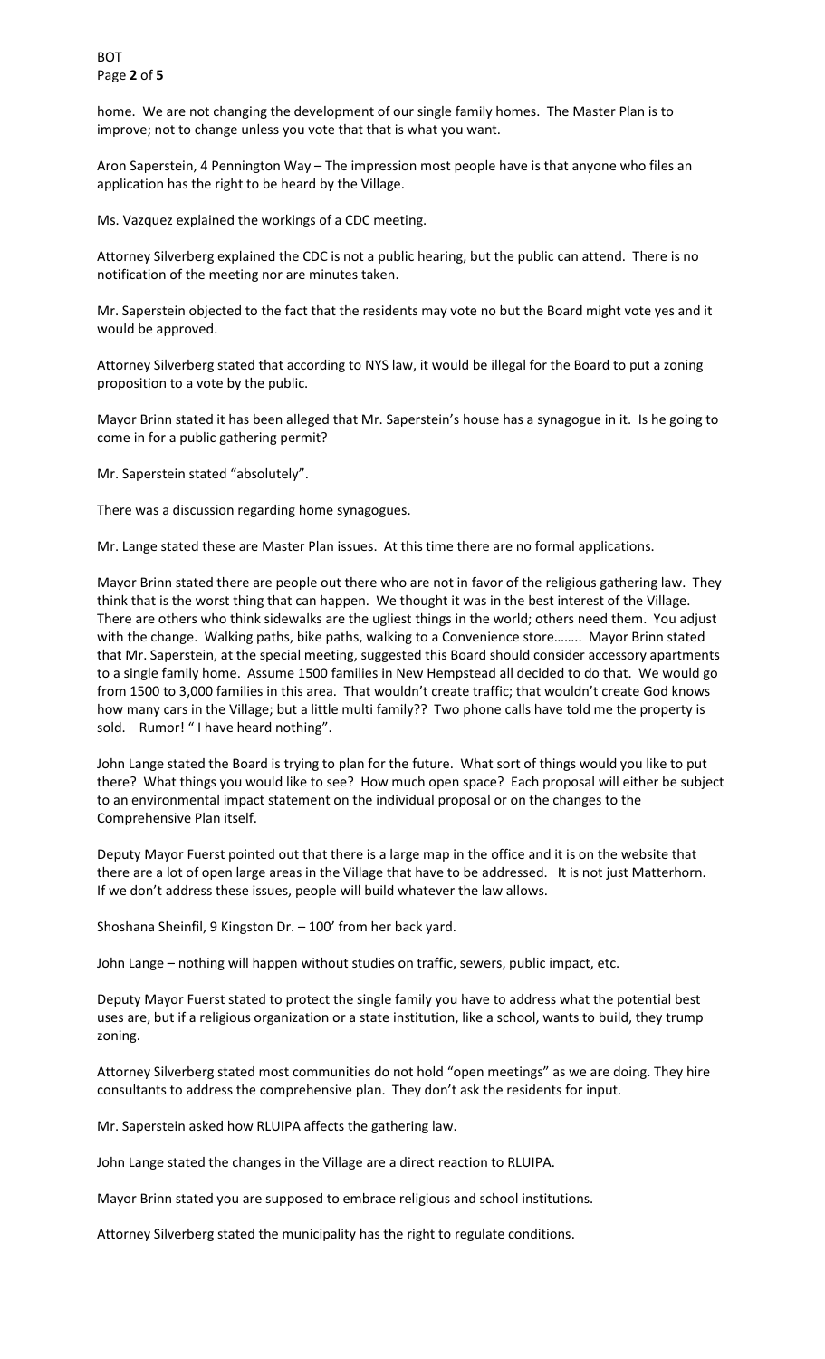home. We are not changing the development of our single family homes. The Master Plan is to improve; not to change unless you vote that that is what you want.

Aron Saperstein, 4 Pennington Way – The impression most people have is that anyone who files an application has the right to be heard by the Village.

Ms. Vazquez explained the workings of a CDC meeting.

Attorney Silverberg explained the CDC is not a public hearing, but the public can attend. There is no notification of the meeting nor are minutes taken.

Mr. Saperstein objected to the fact that the residents may vote no but the Board might vote yes and it would be approved.

Attorney Silverberg stated that according to NYS law, it would be illegal for the Board to put a zoning proposition to a vote by the public.

Mayor Brinn stated it has been alleged that Mr. Saperstein's house has a synagogue in it. Is he going to come in for a public gathering permit?

Mr. Saperstein stated "absolutely".

There was a discussion regarding home synagogues.

Mr. Lange stated these are Master Plan issues. At this time there are no formal applications.

Mayor Brinn stated there are people out there who are not in favor of the religious gathering law. They think that is the worst thing that can happen. We thought it was in the best interest of the Village. There are others who think sidewalks are the ugliest things in the world; others need them. You adjust with the change. Walking paths, bike paths, walking to a Convenience store…….. Mayor Brinn stated that Mr. Saperstein, at the special meeting, suggested this Board should consider accessory apartments to a single family home. Assume 1500 families in New Hempstead all decided to do that. We would go from 1500 to 3,000 families in this area. That wouldn't create traffic; that wouldn't create God knows how many cars in the Village; but a little multi family?? Two phone calls have told me the property is sold. Rumor! " I have heard nothing".

John Lange stated the Board is trying to plan for the future. What sort of things would you like to put there? What things you would like to see? How much open space? Each proposal will either be subject to an environmental impact statement on the individual proposal or on the changes to the Comprehensive Plan itself.

Deputy Mayor Fuerst pointed out that there is a large map in the office and it is on the website that there are a lot of open large areas in the Village that have to be addressed. It is not just Matterhorn. If we don't address these issues, people will build whatever the law allows.

Shoshana Sheinfil, 9 Kingston Dr. – 100' from her back yard.

John Lange – nothing will happen without studies on traffic, sewers, public impact, etc.

Deputy Mayor Fuerst stated to protect the single family you have to address what the potential best uses are, but if a religious organization or a state institution, like a school, wants to build, they trump zoning.

Attorney Silverberg stated most communities do not hold "open meetings" as we are doing. They hire consultants to address the comprehensive plan. They don't ask the residents for input.

Mr. Saperstein asked how RLUIPA affects the gathering law.

John Lange stated the changes in the Village are a direct reaction to RLUIPA.

Mayor Brinn stated you are supposed to embrace religious and school institutions.

Attorney Silverberg stated the municipality has the right to regulate conditions.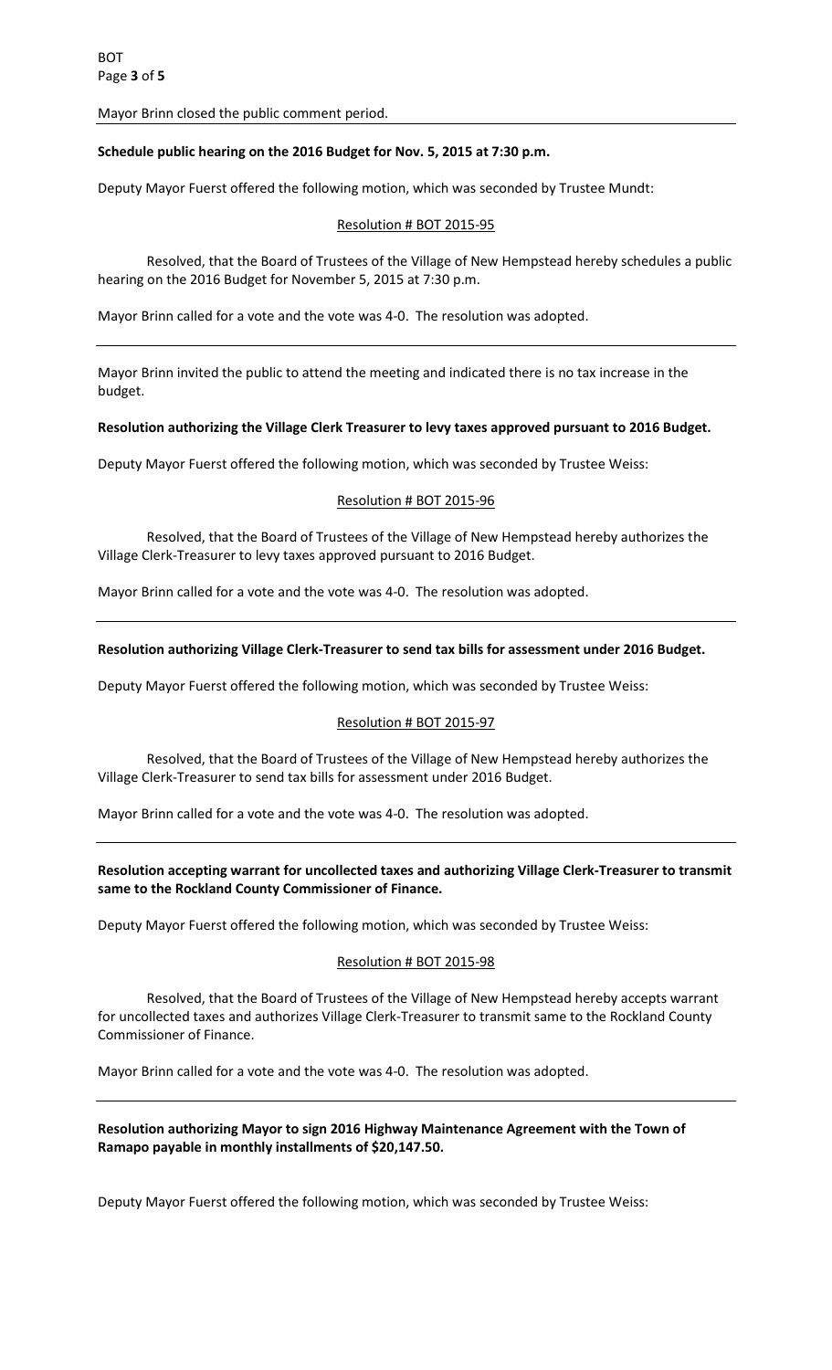Mayor Brinn closed the public comment period.

**Schedule public hearing on the 2016 Budget for Nov. 5, 2015 at 7:30 p.m.**

Deputy Mayor Fuerst offered the following motion, which was seconded by Trustee Mundt:

Resolution # BOT 2015-95

Resolved, that the Board of Trustees of the Village of New Hempstead hereby schedules a public hearing on the 2016 Budget for November 5, 2015 at 7:30 p.m.

Mayor Brinn called for a vote and the vote was 4-0. The resolution was adopted.

---

Mayor Brinn invited the public to attend the meeting and indicated there is no tax increase in the budget.

**Resolution authorizing the Village Clerk Treasurer to levy taxes approved pursuant to 2016 Budget.**

Deputy Mayor Fuerst offered the following motion, which was seconded by Trustee Weiss:

Resolution # BOT 2015-96

Resolved, that the Board of Trustees of the Village of New Hempstead hereby authorizes the Village Clerk-Treasurer to levy taxes approved pursuant to 2016 Budget.

Mayor Brinn called for a vote and the vote was 4-0. The resolution was adopted.

---

**Resolution authorizing Village Clerk-Treasurer to send tax bills for assessment under 2016 Budget.**

Deputy Mayor Fuerst offered the following motion, which was seconded by Trustee Weiss:

Resolution # BOT 2015-97

Resolved, that the Board of Trustees of the Village of New Hempstead hereby authorizes the Village Clerk-Treasurer to send tax bills for assessment under 2016 Budget.

Mayor Brinn called for a vote and the vote was 4-0. The resolution was adopted.

---

**Resolution accepting warrant for uncollected taxes and authorizing Village Clerk-Treasurer to transmit same to the Rockland County Commissioner of Finance.**

Deputy Mayor Fuerst offered the following motion, which was seconded by Trustee Weiss:

Resolution # BOT 2015-98

Resolved, that the Board of Trustees of the Village of New Hempstead hereby accepts warrant for uncollected taxes and authorizes Village Clerk-Treasurer to transmit same to the Rockland County Commissioner of Finance.

Mayor Brinn called for a vote and the vote was 4-0. The resolution was adopted.

---

**Resolution authorizing Mayor to sign 2016 Highway Maintenance Agreement with the Town of Ramapo payable in monthly installments of $20,147.50.**

Deputy Mayor Fuerst offered the following motion, which was seconded by Trustee Weiss: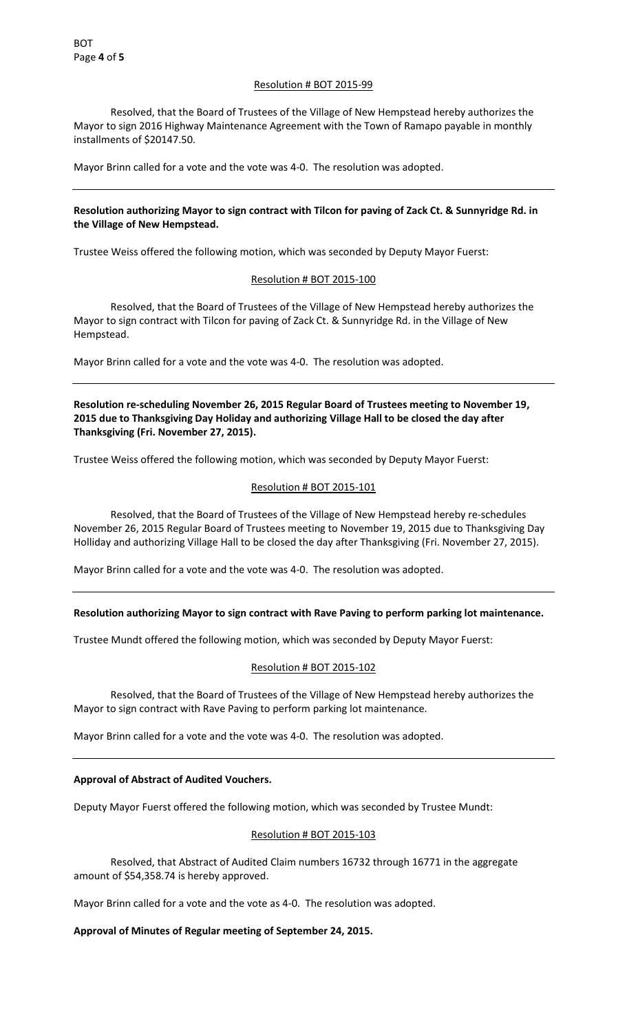Resolution # BOT 2015-99

Resolved, that the Board of Trustees of the Village of New Hempstead hereby authorizes the Mayor to sign 2016 Highway Maintenance Agreement with the Town of Ramapo payable in monthly installments of $20147.50.

Mayor Brinn called for a vote and the vote was 4-0. The resolution was adopted.

---

**Resolution authorizing Mayor to sign contract with Tilcon for paving of Zack Ct. & Sunnyridge Rd. in the Village of New Hempstead.**

Trustee Weiss offered the following motion, which was seconded by Deputy Mayor Fuerst:

Resolution # BOT 2015-100

Resolved, that the Board of Trustees of the Village of New Hempstead hereby authorizes the Mayor to sign contract with Tilcon for paving of Zack Ct. & Sunnyridge Rd. in the Village of New Hempstead.

Mayor Brinn called for a vote and the vote was 4-0. The resolution was adopted.

---

**Resolution re-scheduling November 26, 2015 Regular Board of Trustees meeting to November 19, 2015 due to Thanksgiving Day Holiday and authorizing Village Hall to be closed the day after Thanksgiving (Fri. November 27, 2015).**

Trustee Weiss offered the following motion, which was seconded by Deputy Mayor Fuerst:

Resolution # BOT 2015-101

Resolved, that the Board of Trustees of the Village of New Hempstead hereby re-schedules November 26, 2015 Regular Board of Trustees meeting to November 19, 2015 due to Thanksgiving Day Holliday and authorizing Village Hall to be closed the day after Thanksgiving (Fri. November 27, 2015).

Mayor Brinn called for a vote and the vote was 4-0. The resolution was adopted.

---

**Resolution authorizing Mayor to sign contract with Rave Paving to perform parking lot maintenance.**

Trustee Mundt offered the following motion, which was seconded by Deputy Mayor Fuerst:

Resolution # BOT 2015-102

Resolved, that the Board of Trustees of the Village of New Hempstead hereby authorizes the Mayor to sign contract with Rave Paving to perform parking lot maintenance.

Mayor Brinn called for a vote and the vote was 4-0. The resolution was adopted.

---

**Approval of Abstract of Audited Vouchers.**

Deputy Mayor Fuerst offered the following motion, which was seconded by Trustee Mundt:

Resolution # BOT 2015-103

Resolved, that Abstract of Audited Claim numbers 16732 through 16771 in the aggregate amount of $54,358.74 is hereby approved.

Mayor Brinn called for a vote and the vote as 4-0. The resolution was adopted.

**Approval of Minutes of Regular meeting of September 24, 2015.**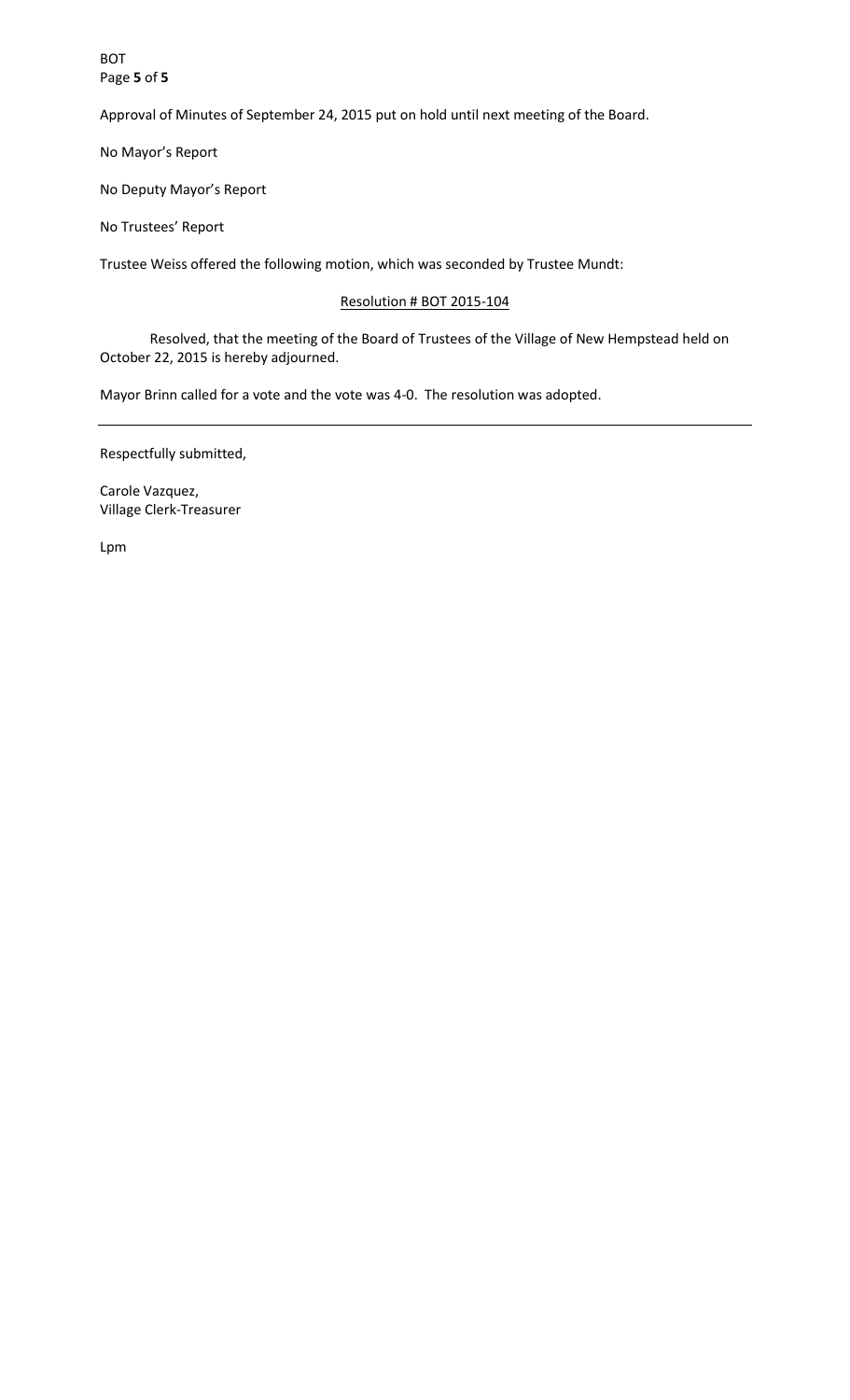Approval of Minutes of September 24, 2015 put on hold until next meeting of the Board.

No Mayor's Report

No Deputy Mayor's Report

No Trustees' Report

Trustee Weiss offered the following motion, which was seconded by Trustee Mundt:

Resolution # BOT 2015-104

Resolved, that the meeting of the Board of Trustees of the Village of New Hempstead held on October 22, 2015 is hereby adjourned.

Mayor Brinn called for a vote and the vote was 4-0. The resolution was adopted.

---

Respectfully submitted,

Carole Vazquez,
Village Clerk-Treasurer

Lpm